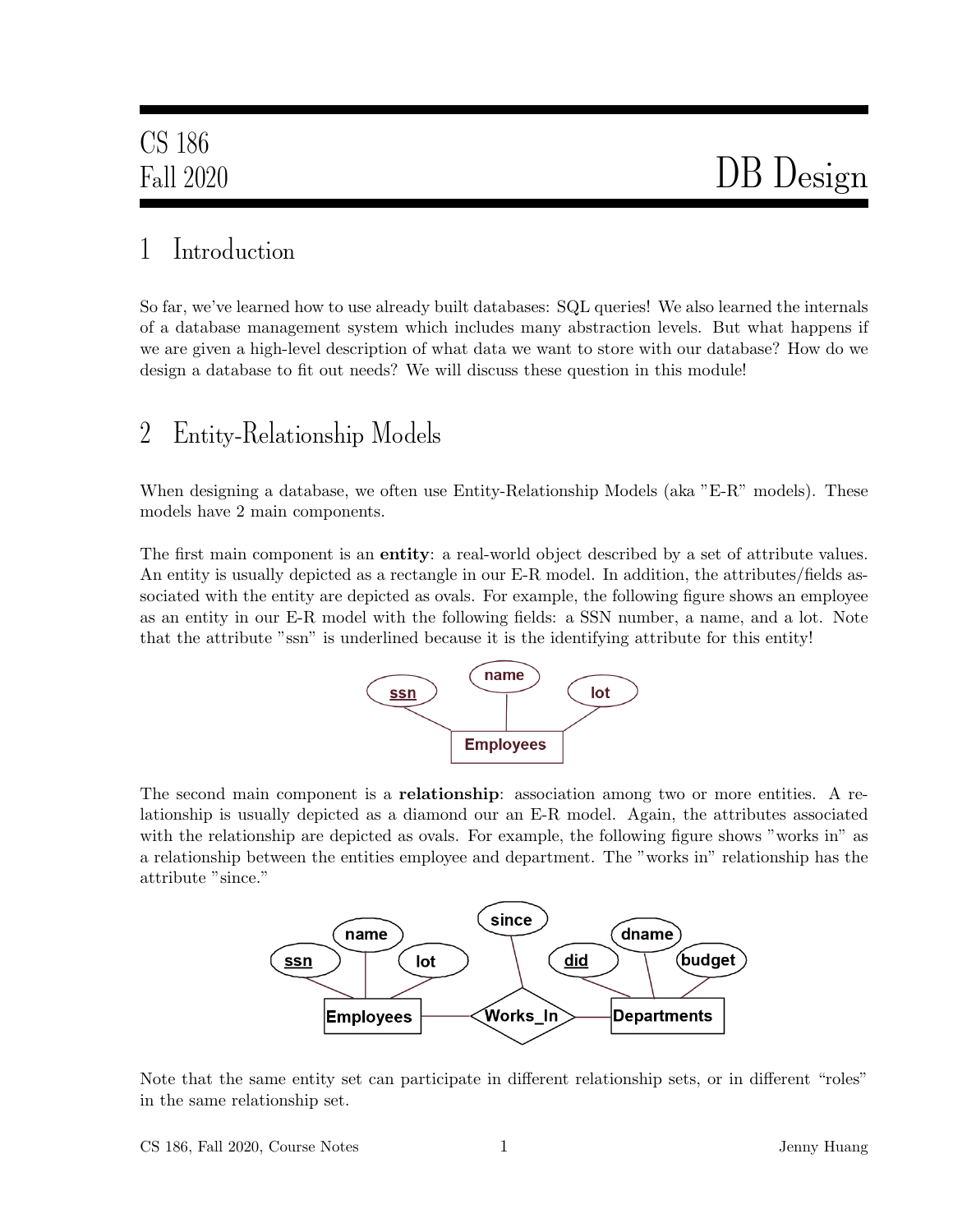CS 186
Fall 2020

# DB Design

## 1 Introduction

So far, we've learned how to use already built databases: SQL queries! We also learned the internals of a database management system which includes many abstraction levels. But what happens if we are given a high-level description of what data we want to store with our database? How do we design a database to fit out needs? We will discuss these question in this module!

## 2 Entity-Relationship Models

When designing a database, we often use Entity-Relationship Models (aka "E-R" models). These models have 2 main components.

The first main component is an **entity**: a real-world object described by a set of attribute values. An entity is usually depicted as a rectangle in our E-R model. In addition, the attributes/fields associated with the entity are depicted as ovals. For example, the following figure shows an employee as an entity in our E-R model with the following fields: a SSN number, a name, and a lot. Note that the attribute "ssn" is underlined because it is the identifying attribute for this entity!

The second main component is a **relationship**: association among two or more entities. A relationship is usually depicted as a diamond our an E-R model. Again, the attributes associated with the relationship are depicted as ovals. For example, the following figure shows "works in" as a relationship between the entities employee and department. The "works in" relationship has the attribute "since."

Note that the same entity set can participate in different relationship sets, or in different "roles" in the same relationship set.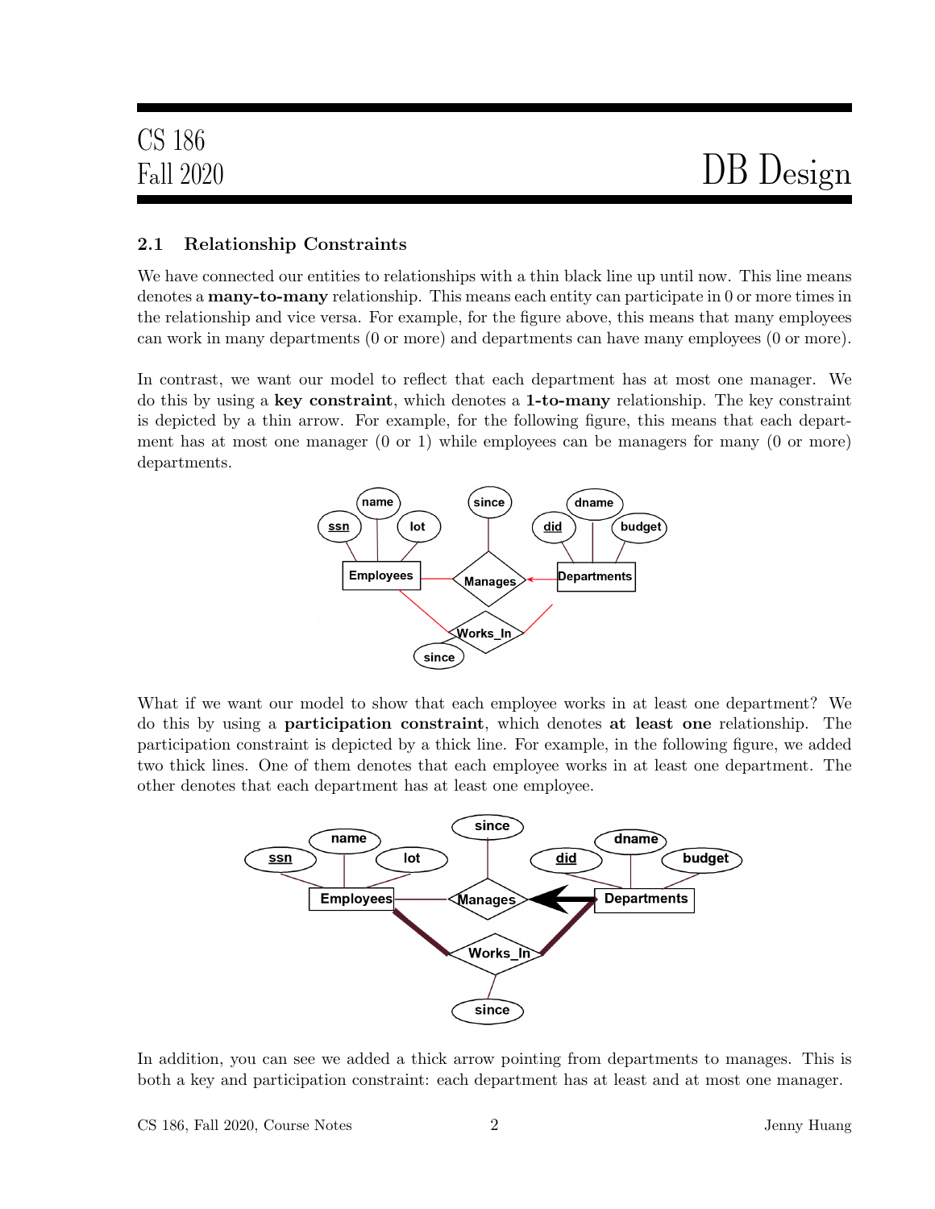### 2.1 Relationship Constraints

We have connected our entities to relationships with a thin black line up until now. This line means denotes a **many-to-many** relationship. This means each entity can participate in 0 or more times in the relationship and vice versa. For example, for the figure above, this means that many employees can work in many departments (0 or more) and departments can have many employees (0 or more).

In contrast, we want our model to reflect that each department has at most one manager. We do this by using a **key constraint**, which denotes a **1-to-many** relationship. The key constraint is depicted by a thin arrow. For example, for the following figure, this means that each department has at most one manager (0 or 1) while employees can be managers for many (0 or more) departments.

What if we want our model to show that each employee works in at least one department? We do this by using a **participation constraint**, which denotes **at least one** relationship. The participation constraint is depicted by a thick line. For example, in the following figure, we added two thick lines. One of them denotes that each employee works in at least one department. The other denotes that each department has at least one employee.

In addition, you can see we added a thick arrow pointing from departments to manages. This is both a key and participation constraint: each department has at least and at most one manager.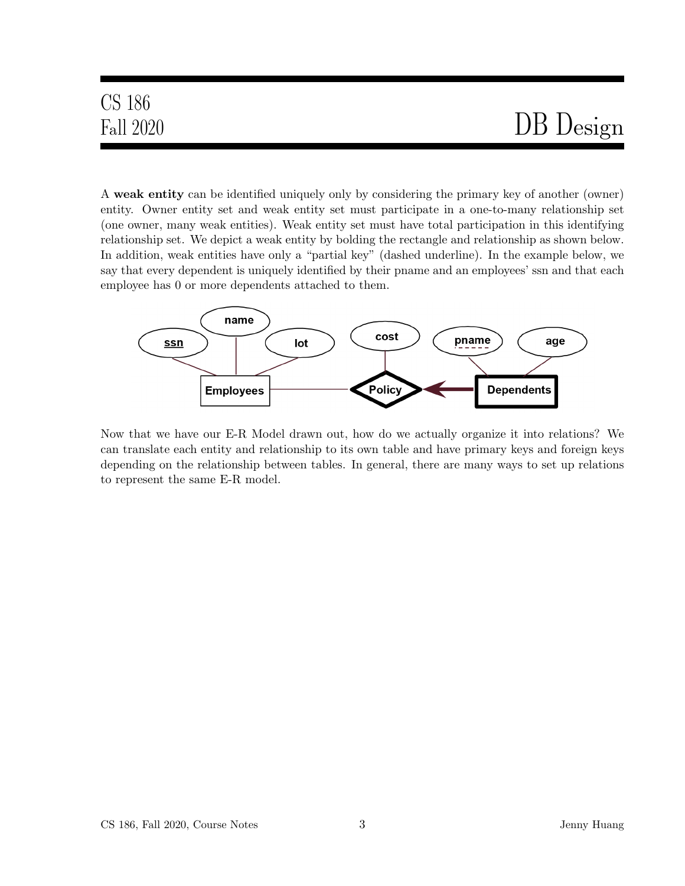A **weak entity** can be identified uniquely only by considering the primary key of another (owner) entity. Owner entity set and weak entity set must participate in a one-to-many relationship set (one owner, many weak entities). Weak entity set must have total participation in this identifying relationship set. We depict a weak entity by bolding the rectangle and relationship as shown below. In addition, weak entities have only a "partial key" (dashed underline). In the example below, we say that every dependent is uniquely identified by their pname and an employees' ssn and that each employee has 0 or more dependents attached to them.

Now that we have our E-R Model drawn out, how do we actually organize it into relations? We can translate each entity and relationship to its own table and have primary keys and foreign keys depending on the relationship between tables. In general, there are many ways to set up relations to represent the same E-R model.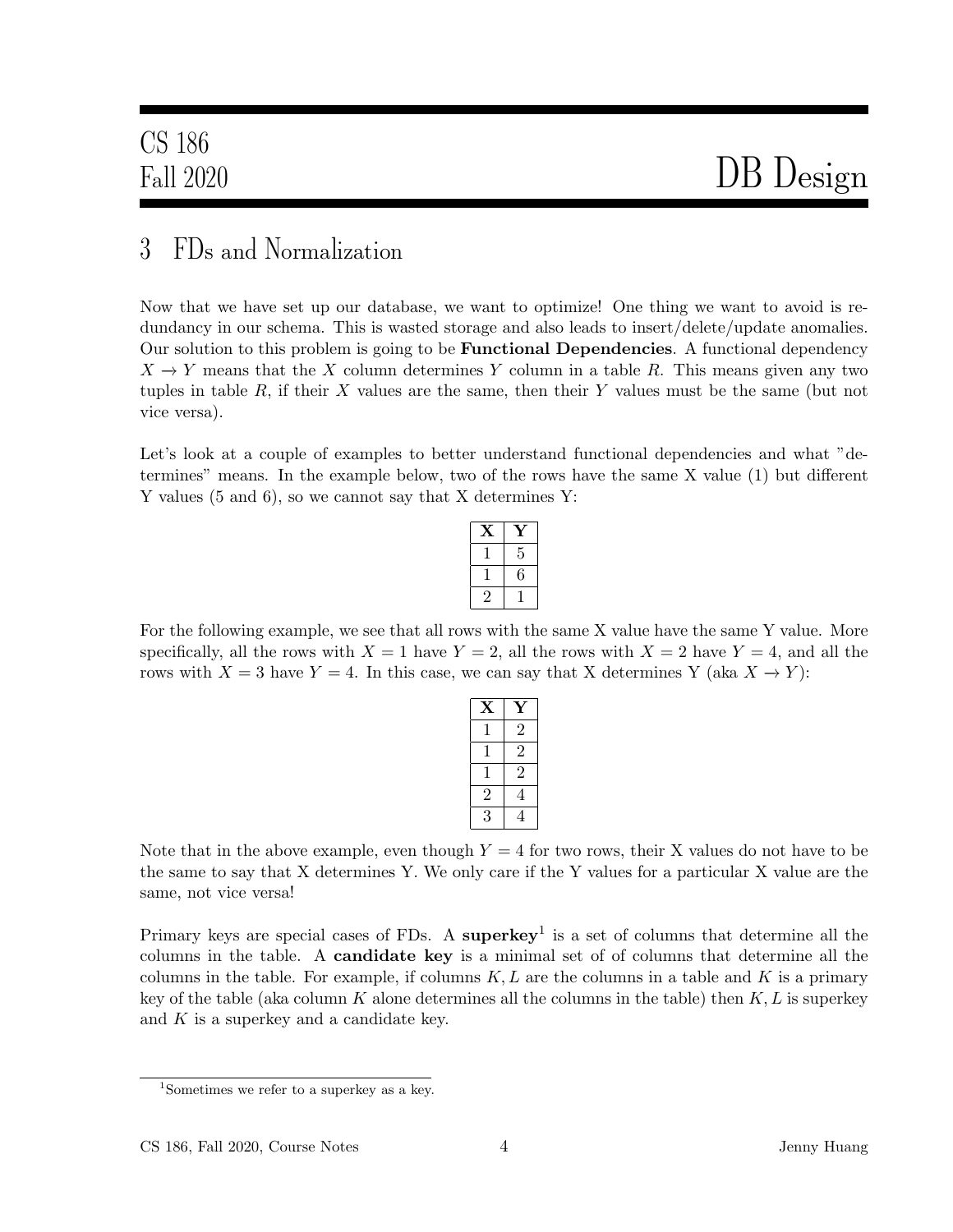## 3 FDs and Normalization

Now that we have set up our database, we want to optimize! One thing we want to avoid is redundancy in our schema. This is wasted storage and also leads to insert/delete/update anomalies. Our solution to this problem is going to be **Functional Dependencies**. A functional dependency $X \rightarrow Y$ means that the $X$ column determines $Y$ column in a table $R$. This means given any two tuples in table $R$, if their $X$ values are the same, then their $Y$ values must be the same (but not vice versa).

Let's look at a couple of examples to better understand functional dependencies and what "determines" means. In the example below, two of the rows have the same X value (1) but different Y values (5 and 6), so we cannot say that X determines Y:

| **X** | **Y** |
|---|---|
| 1 | 5 |
| 1 | 6 |
| 2 | 1 |

For the following example, we see that all rows with the same X value have the same Y value. More specifically, all the rows with $X = 1$ have $Y = 2$, all the rows with $X = 2$ have $Y = 4$, and all the rows with $X = 3$ have $Y = 4$. In this case, we can say that X determines Y (aka $X \rightarrow Y$):

| **X** | **Y** |
|---|---|
| 1 | 2 |
| 1 | 2 |
| 1 | 2 |
| 2 | 4 |
| 3 | 4 |

Note that in the above example, even though $Y = 4$ for two rows, their X values do not have to be the same to say that X determines Y. We only care if the Y values for a particular X value are the same, not vice versa!

Primary keys are special cases of FDs. A **superkey**[1] is a set of columns that determine all the columns in the table. A **candidate key** is a minimal set of of columns that determine all the columns in the table. For example, if columns $K, L$ are the columns in a table and $K$ is a primary key of the table (aka column $K$ alone determines all the columns in the table) then $K, L$ is superkey and $K$ is a superkey and a candidate key.

[1] Sometimes we refer to a superkey as a key.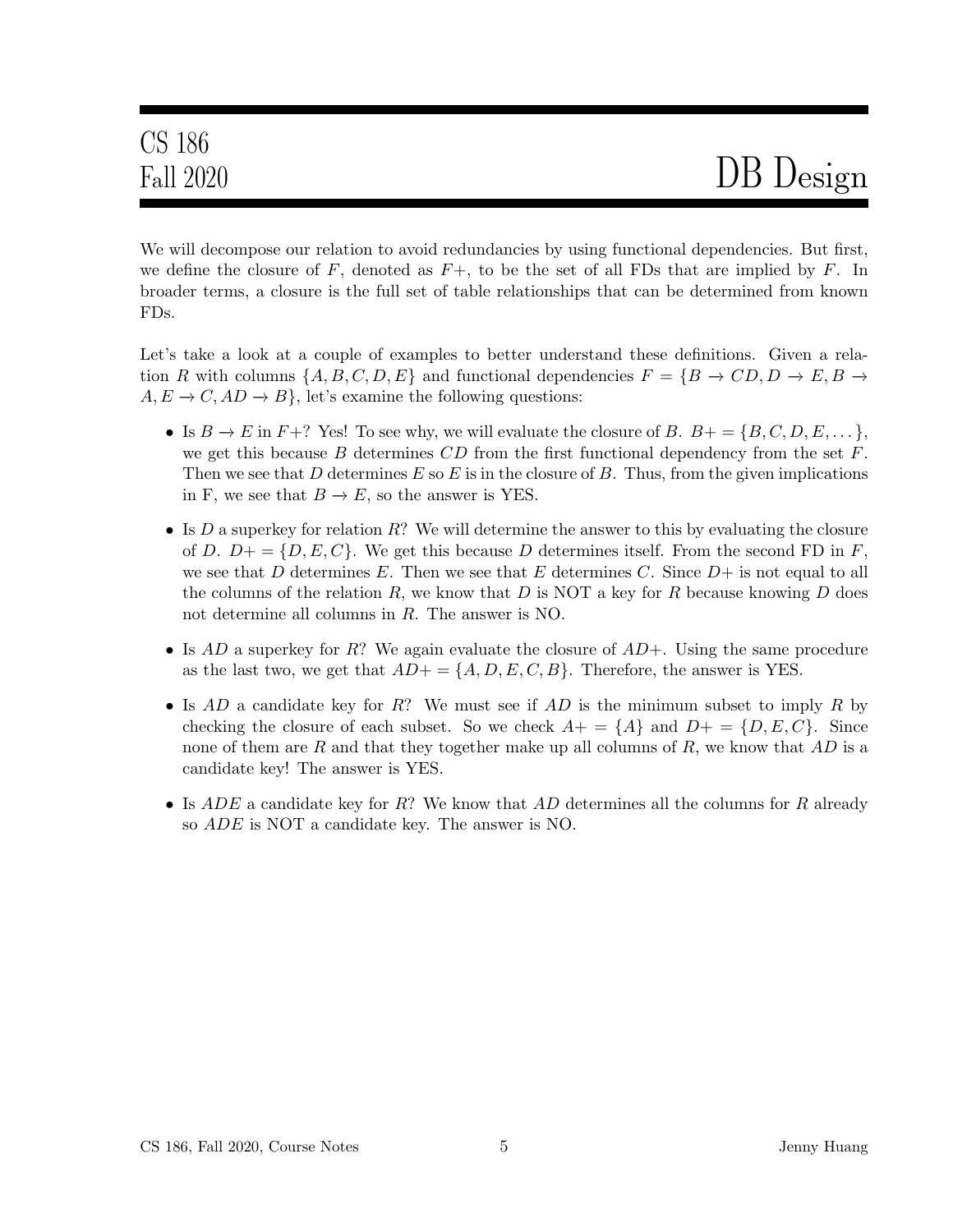We will decompose our relation to avoid redundancies by using functional dependencies. But first, we define the closure of $F$, denoted as $F+$, to be the set of all FDs that are implied by $F$. In broader terms, a closure is the full set of table relationships that can be determined from known FDs.

Let's take a look at a couple of examples to better understand these definitions. Given a relation $R$ with columns $\{A, B, C, D, E\}$ and functional dependencies $F = \{B \rightarrow CD, D \rightarrow E, B \rightarrow A, E \rightarrow C, AD \rightarrow B\}$, let's examine the following questions:

- Is $B \rightarrow E$ in $F+$? Yes! To see why, we will evaluate the closure of $B$. $B+ = \{B, C, D, E, \dots\}$, we get this because $B$ determines $CD$ from the first functional dependency from the set $F$. Then we see that $D$ determines $E$ so $E$ is in the closure of $B$. Thus, from the given implications in F, we see that $B \rightarrow E$, so the answer is YES.
- Is $D$ a superkey for relation $R$? We will determine the answer to this by evaluating the closure of $D$. $D+ = \{D, E, C\}$. We get this because $D$ determines itself. From the second FD in $F$, we see that $D$ determines $E$. Then we see that $E$ determines $C$. Since $D+$ is not equal to all the columns of the relation $R$, we know that $D$ is NOT a key for $R$ because knowing $D$ does not determine all columns in $R$. The answer is NO.
- Is $AD$ a superkey for $R$? We again evaluate the closure of $AD+$. Using the same procedure as the last two, we get that $AD+ = \{A, D, E, C, B\}$. Therefore, the answer is YES.
- Is $AD$ a candidate key for $R$? We must see if $AD$ is the minimum subset to imply $R$ by checking the closure of each subset. So we check $A+ = \{A\}$ and $D+ = \{D, E, C\}$. Since none of them are $R$ and that they together make up all columns of $R$, we know that $AD$ is a candidate key! The answer is YES.
- Is $ADE$ a candidate key for $R$? We know that $AD$ determines all the columns for $R$ already so $ADE$ is NOT a candidate key. The answer is NO.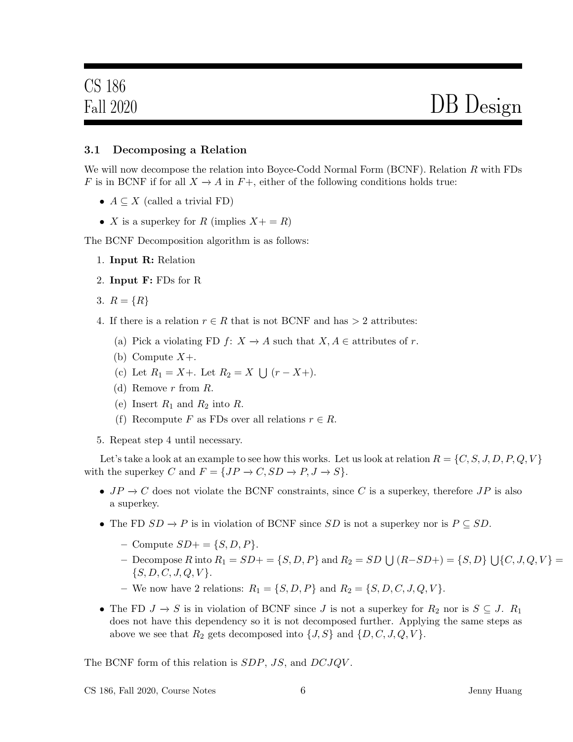### 3.1 Decomposing a Relation

We will now decompose the relation into Boyce-Codd Normal Form (BCNF). Relation $R$ with FDs $F$ is in BCNF if for all $X \rightarrow A$ in $F+$, either of the following conditions holds true:

- $A \subseteq X$ (called a trivial FD)
- $X$ is a superkey for $R$ (implies $X+ = R$)

The BCNF Decomposition algorithm is as follows:

1. **Input R:** Relation
2. **Input F:** FDs for R
3. $R = \{R\}$
4. If there is a relation $r \in R$ that is not BCNF and has $> 2$ attributes:
   (a) Pick a violating FD $f$: $X \rightarrow A$ such that $X, A \in$ attributes of $r$.
   (b) Compute $X+$.
   (c) Let $R_1 = X+$. Let $R_2 = X \bigcup (r - X+)$.
   (d) Remove $r$ from $R$.
   (e) Insert $R_1$ and $R_2$ into $R$.
   (f) Recompute $F$ as FDs over all relations $r \in R$.
5. Repeat step 4 until necessary.

Let's take a look at an example to see how this works. Let us look at relation $R = \{C, S, J, D, P, Q, V\}$ with the superkey $C$ and $F = \{JP \rightarrow C, SD \rightarrow P, J \rightarrow S\}$.

- $JP \rightarrow C$ does not violate the BCNF constraints, since $C$ is a superkey, therefore $JP$ is also a superkey.
- The FD $SD \rightarrow P$ is in violation of BCNF since $SD$ is not a superkey nor is $P \subseteq SD$.
  - Compute $SD+ = \{S, D, P\}$.
  - Decompose $R$ into $R_1 = SD+ = \{S, D, P\}$ and $R_2 = SD \bigcup (R - SD+) = \{S, D\} \bigcup \{C, J, Q, V\} = \{S, D, C, J, Q, V\}$.
  - We now have 2 relations: $R_1 = \{S, D, P\}$ and $R_2 = \{S, D, C, J, Q, V\}$.
- The FD $J \rightarrow S$ is in violation of BCNF since $J$ is not a superkey for $R_2$ nor is $S \subseteq J$. $R_1$ does not have this dependency so it is not decomposed further. Applying the same steps as above we see that $R_2$ gets decomposed into $\{J, S\}$ and $\{D, C, J, Q, V\}$.

The BCNF form of this relation is $SDP$, $JS$, and $DCJQV$.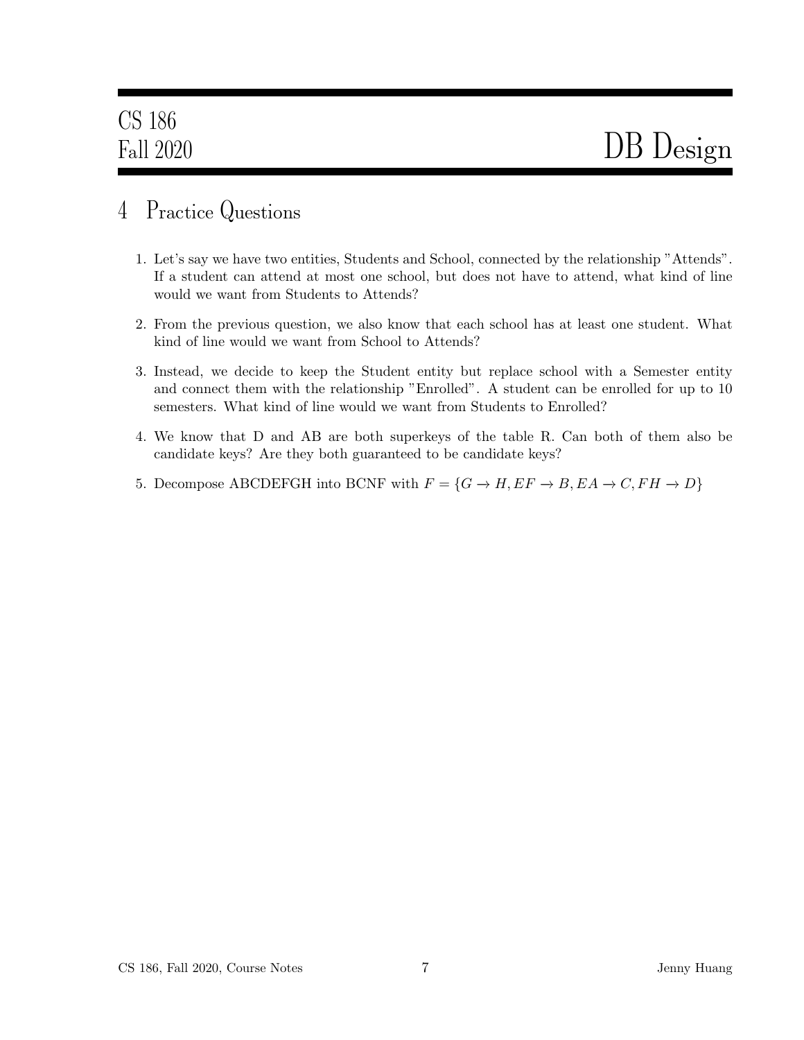## 4 Practice Questions

1. Let's say we have two entities, Students and School, connected by the relationship "Attends". If a student can attend at most one school, but does not have to attend, what kind of line would we want from Students to Attends?

2. From the previous question, we also know that each school has at least one student. What kind of line would we want from School to Attends?

3. Instead, we decide to keep the Student entity but replace school with a Semester entity and connect them with the relationship "Enrolled". A student can be enrolled for up to 10 semesters. What kind of line would we want from Students to Enrolled?

4. We know that D and AB are both superkeys of the table R. Can both of them also be candidate keys? Are they both guaranteed to be candidate keys?

5. Decompose ABCDEFGH into BCNF with $F = \{G \rightarrow H, EF \rightarrow B, EA \rightarrow C, FH \rightarrow D\}$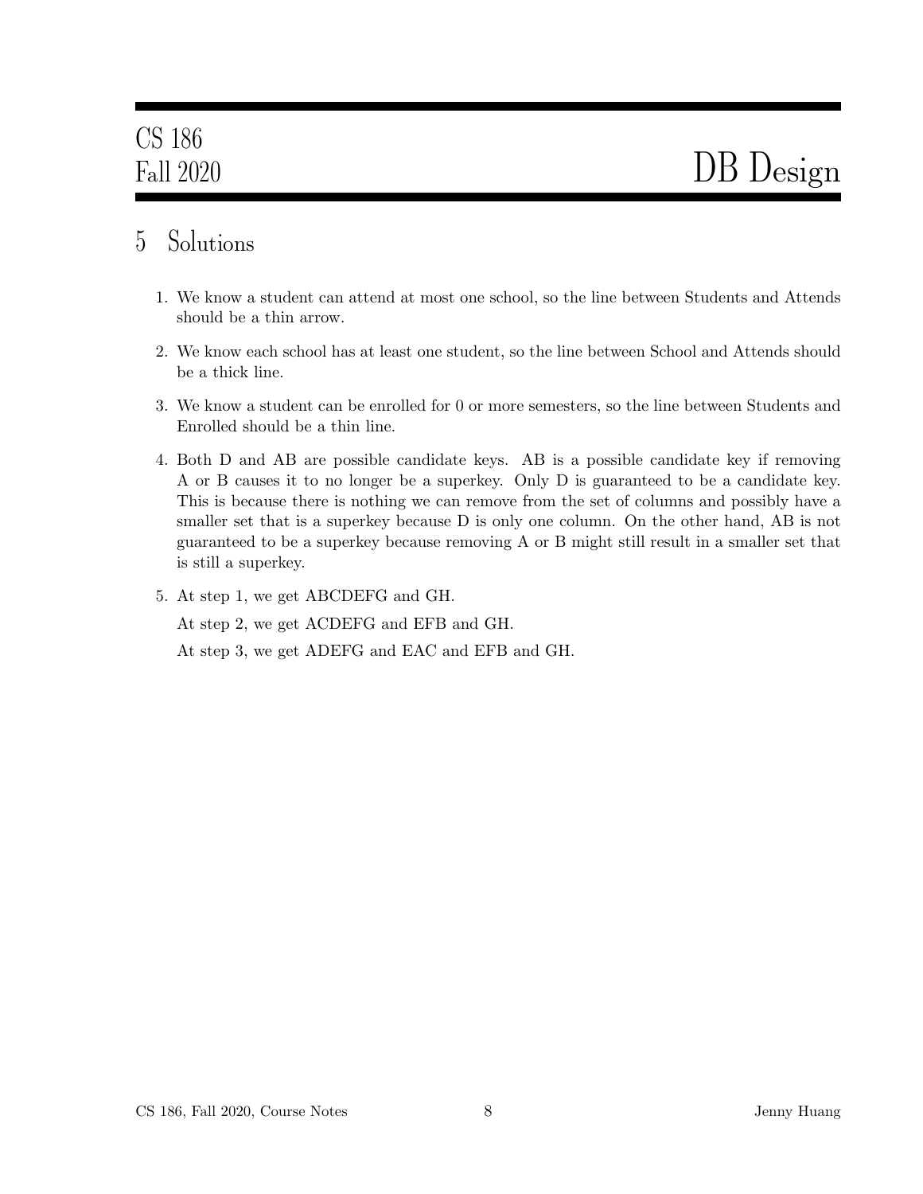## 5 Solutions

1. We know a student can attend at most one school, so the line between Students and Attends should be a thin arrow.

2. We know each school has at least one student, so the line between School and Attends should be a thick line.

3. We know a student can be enrolled for 0 or more semesters, so the line between Students and Enrolled should be a thin line.

4. Both D and AB are possible candidate keys. AB is a possible candidate key if removing A or B causes it to no longer be a superkey. Only D is guaranteed to be a candidate key. This is because there is nothing we can remove from the set of columns and possibly have a smaller set that is a superkey because D is only one column. On the other hand, AB is not guaranteed to be a superkey because removing A or B might still result in a smaller set that is still a superkey.

5. At step 1, we get ABCDEFG and GH.

   At step 2, we get ACDEFG and EFB and GH.

   At step 3, we get ADEFG and EAC and EFB and GH.